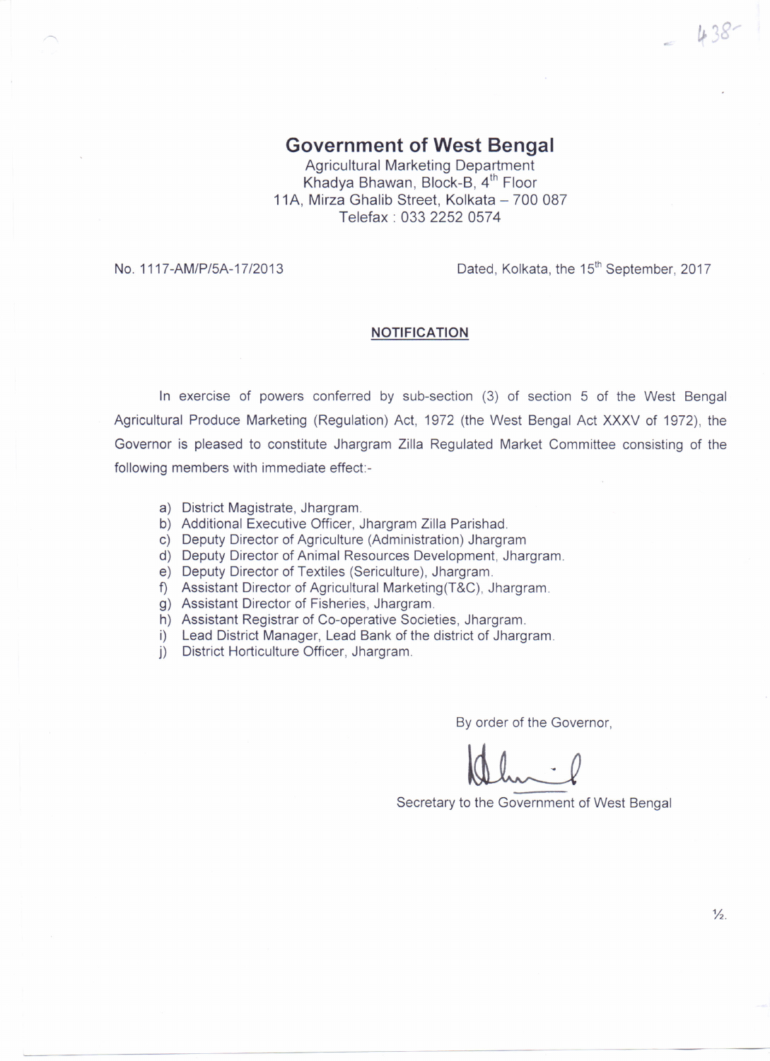# Government of West Bengal

Agricultural Marketing Department
Khadya Bhawan, Block-B, 4th Floor
11A, Mirza Ghalib Street, Kolkata – 700 087
Telefax : 033 2252 0574

No. 1117-AM/P/5A-17/2013 Dated, Kolkata, the 15th September, 2017

## NOTIFICATION

In exercise of powers conferred by sub-section (3) of section 5 of the West Bengal Agricultural Produce Marketing (Regulation) Act, 1972 (the West Bengal Act XXXV of 1972), the Governor is pleased to constitute Jhargram Zilla Regulated Market Committee consisting of the following members with immediate effect:-

a) District Magistrate, Jhargram.
b) Additional Executive Officer, Jhargram Zilla Parishad.
c) Deputy Director of Agriculture (Administration) Jhargram
d) Deputy Director of Animal Resources Development, Jhargram.
e) Deputy Director of Textiles (Sericulture), Jhargram.
f) Assistant Director of Agricultural Marketing(T&C), Jhargram.
g) Assistant Director of Fisheries, Jhargram.
h) Assistant Registrar of Co-operative Societies, Jhargram.
i) Lead District Manager, Lead Bank of the district of Jhargram.
j) District Horticulture Officer, Jhargram.

By order of the Governor,

Secretary to the Government of West Bengal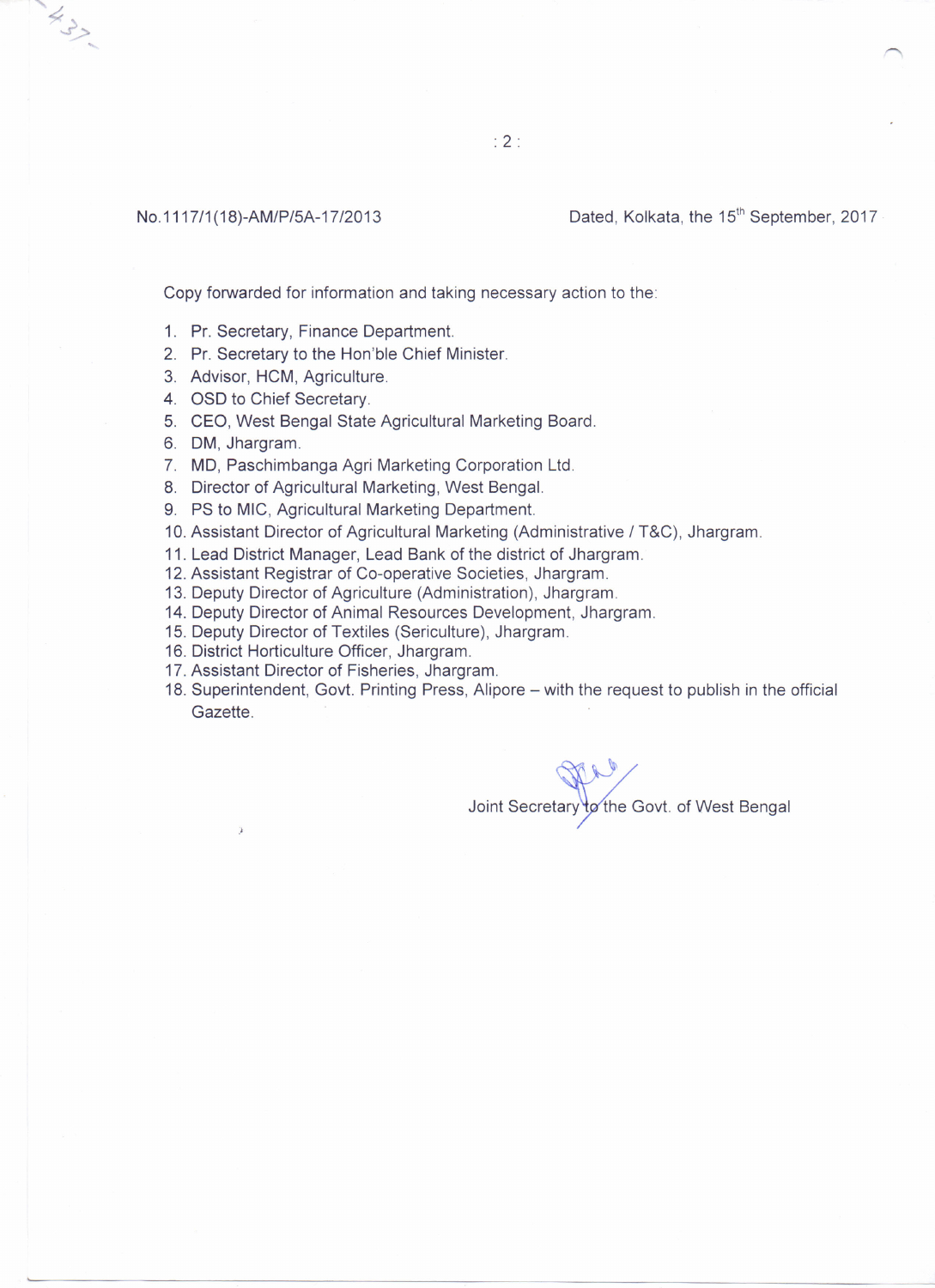No.1117/1(18)-AM/P/5A-17/2013 Dated, Kolkata, the 15th September, 2017

Copy forwarded for information and taking necessary action to the:

1. Pr. Secretary, Finance Department.
2. Pr. Secretary to the Hon'ble Chief Minister.
3. Advisor, HCM, Agriculture.
4. OSD to Chief Secretary.
5. CEO, West Bengal State Agricultural Marketing Board.
6. DM, Jhargram.
7. MD, Paschimbanga Agri Marketing Corporation Ltd.
8. Director of Agricultural Marketing, West Bengal.
9. PS to MIC, Agricultural Marketing Department.
10. Assistant Director of Agricultural Marketing (Administrative / T&C), Jhargram.
11. Lead District Manager, Lead Bank of the district of Jhargram.
12. Assistant Registrar of Co-operative Societies, Jhargram.
13. Deputy Director of Agriculture (Administration), Jhargram.
14. Deputy Director of Animal Resources Development, Jhargram.
15. Deputy Director of Textiles (Sericulture), Jhargram.
16. District Horticulture Officer, Jhargram.
17. Assistant Director of Fisheries, Jhargram.
18. Superintendent, Govt. Printing Press, Alipore – with the request to publish in the official Gazette.

Joint Secretary to the Govt. of West Bengal